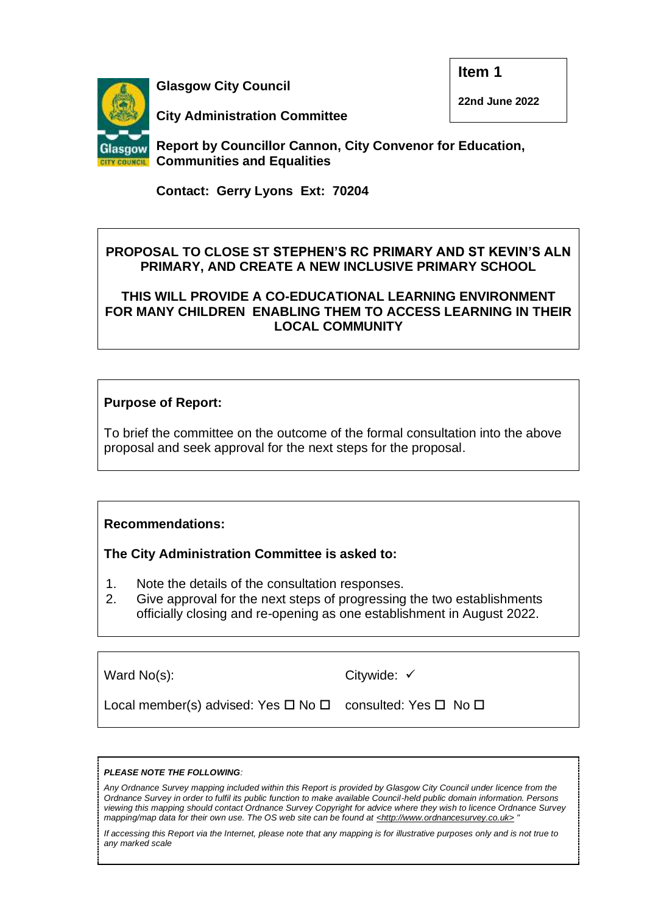**Glasgow City Council**

**City Administration Committee**

**Item 1**

**22nd June 2022**

**Report by Councillor Cannon, City Convenor for Education, Communities and Equalities**

**Contact: Gerry Lyons Ext: 70204**

**PROPOSAL TO CLOSE ST STEPHEN'S RC PRIMARY AND ST KEVIN'S ALN PRIMARY, AND CREATE A NEW INCLUSIVE PRIMARY SCHOOL**

**THIS WILL PROVIDE A CO-EDUCATIONAL LEARNING ENVIRONMENT FOR MANY CHILDREN ENABLING THEM TO ACCESS LEARNING IN THEIR LOCAL COMMUNITY**

**Purpose of Report:**

To brief the committee on the outcome of the formal consultation into the above proposal and seek approval for the next steps for the proposal.

**Recommendations:**

**The City Administration Committee is asked to:**

1. Note the details of the consultation responses.
2. Give approval for the next steps of progressing the two establishments officially closing and re-opening as one establishment in August 2022.

| | |
|---|---|
| Ward No(s): | Citywide: ✓ |
| Local member(s) advised: Yes ☐ No ☐ | consulted: Yes ☐ No ☐ |

***PLEASE NOTE THE FOLLOWING:***

*Any Ordnance Survey mapping included within this Report is provided by Glasgow City Council under licence from the Ordnance Survey in order to fulfil its public function to make available Council-held public domain information. Persons viewing this mapping should contact Ordnance Survey Copyright for advice where they wish to licence Ordnance Survey mapping/map data for their own use. The OS web site can be found at <http://www.ordnancesurvey.co.uk> "*

*If accessing this Report via the Internet, please note that any mapping is for illustrative purposes only and is not true to any marked scale*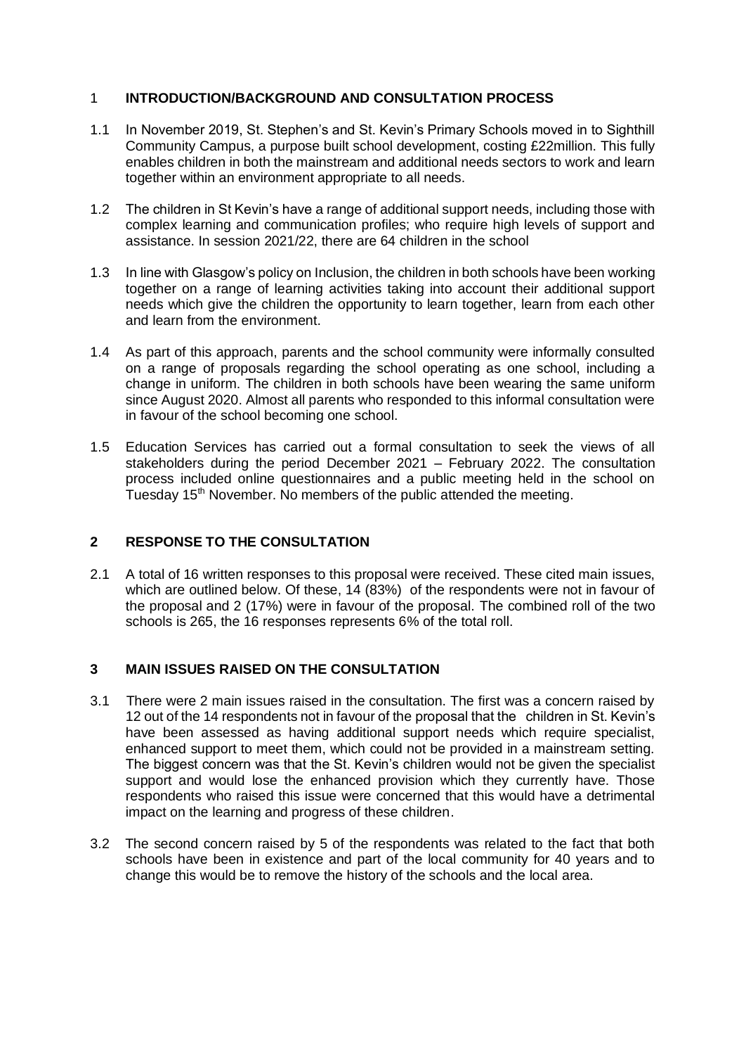## 1 INTRODUCTION/BACKGROUND AND CONSULTATION PROCESS

1.1 In November 2019, St. Stephen's and St. Kevin's Primary Schools moved in to Sighthill Community Campus, a purpose built school development, costing £22million. This fully enables children in both the mainstream and additional needs sectors to work and learn together within an environment appropriate to all needs.

1.2 The children in St Kevin's have a range of additional support needs, including those with complex learning and communication profiles; who require high levels of support and assistance. In session 2021/22, there are 64 children in the school

1.3 In line with Glasgow's policy on Inclusion, the children in both schools have been working together on a range of learning activities taking into account their additional support needs which give the children the opportunity to learn together, learn from each other and learn from the environment.

1.4 As part of this approach, parents and the school community were informally consulted on a range of proposals regarding the school operating as one school, including a change in uniform. The children in both schools have been wearing the same uniform since August 2020. Almost all parents who responded to this informal consultation were in favour of the school becoming one school.

1.5 Education Services has carried out a formal consultation to seek the views of all stakeholders during the period December 2021 – February 2022. The consultation process included online questionnaires and a public meeting held in the school on Tuesday 15th November. No members of the public attended the meeting.

## 2 RESPONSE TO THE CONSULTATION

2.1 A total of 16 written responses to this proposal were received. These cited main issues, which are outlined below. Of these, 14 (83%) of the respondents were not in favour of the proposal and 2 (17%) were in favour of the proposal. The combined roll of the two schools is 265, the 16 responses represents 6% of the total roll.

## 3 MAIN ISSUES RAISED ON THE CONSULTATION

3.1 There were 2 main issues raised in the consultation. The first was a concern raised by 12 out of the 14 respondents not in favour of the proposal that the children in St. Kevin's have been assessed as having additional support needs which require specialist, enhanced support to meet them, which could not be provided in a mainstream setting. The biggest concern was that the St. Kevin's children would not be given the specialist support and would lose the enhanced provision which they currently have. Those respondents who raised this issue were concerned that this would have a detrimental impact on the learning and progress of these children.

3.2 The second concern raised by 5 of the respondents was related to the fact that both schools have been in existence and part of the local community for 40 years and to change this would be to remove the history of the schools and the local area.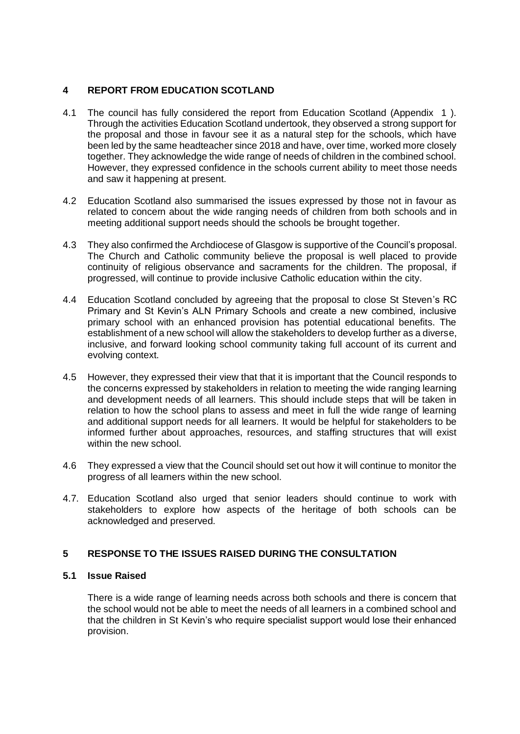## 4 REPORT FROM EDUCATION SCOTLAND

4.1 The council has fully considered the report from Education Scotland (Appendix 1 ). Through the activities Education Scotland undertook, they observed a strong support for the proposal and those in favour see it as a natural step for the schools, which have been led by the same headteacher since 2018 and have, over time, worked more closely together. They acknowledge the wide range of needs of children in the combined school. However, they expressed confidence in the schools current ability to meet those needs and saw it happening at present.

4.2 Education Scotland also summarised the issues expressed by those not in favour as related to concern about the wide ranging needs of children from both schools and in meeting additional support needs should the schools be brought together.

4.3 They also confirmed the Archdiocese of Glasgow is supportive of the Council's proposal. The Church and Catholic community believe the proposal is well placed to provide continuity of religious observance and sacraments for the children. The proposal, if progressed, will continue to provide inclusive Catholic education within the city.

4.4 Education Scotland concluded by agreeing that the proposal to close St Steven's RC Primary and St Kevin's ALN Primary Schools and create a new combined, inclusive primary school with an enhanced provision has potential educational benefits. The establishment of a new school will allow the stakeholders to develop further as a diverse, inclusive, and forward looking school community taking full account of its current and evolving context.

4.5 However, they expressed their view that that it is important that the Council responds to the concerns expressed by stakeholders in relation to meeting the wide ranging learning and development needs of all learners. This should include steps that will be taken in relation to how the school plans to assess and meet in full the wide range of learning and additional support needs for all learners. It would be helpful for stakeholders to be informed further about approaches, resources, and staffing structures that will exist within the new school.

4.6 They expressed a view that the Council should set out how it will continue to monitor the progress of all learners within the new school.

4.7. Education Scotland also urged that senior leaders should continue to work with stakeholders to explore how aspects of the heritage of both schools can be acknowledged and preserved.

## 5 RESPONSE TO THE ISSUES RAISED DURING THE CONSULTATION

### 5.1 Issue Raised

There is a wide range of learning needs across both schools and there is concern that the school would not be able to meet the needs of all learners in a combined school and that the children in St Kevin's who require specialist support would lose their enhanced provision.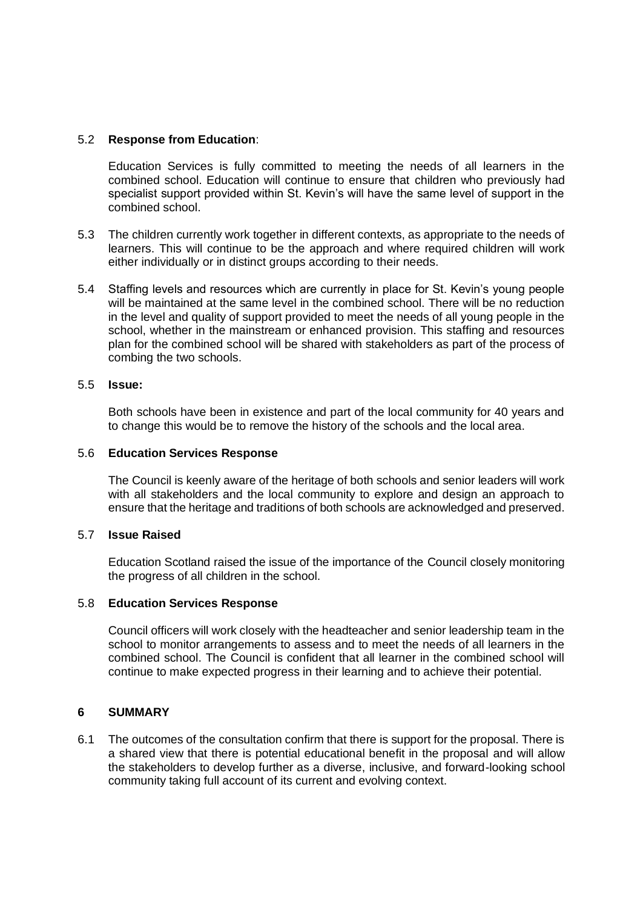5.2 **Response from Education**:

Education Services is fully committed to meeting the needs of all learners in the combined school. Education will continue to ensure that children who previously had specialist support provided within St. Kevin's will have the same level of support in the combined school.

5.3 The children currently work together in different contexts, as appropriate to the needs of learners. This will continue to be the approach and where required children will work either individually or in distinct groups according to their needs.

5.4 Staffing levels and resources which are currently in place for St. Kevin's young people will be maintained at the same level in the combined school. There will be no reduction in the level and quality of support provided to meet the needs of all young people in the school, whether in the mainstream or enhanced provision. This staffing and resources plan for the combined school will be shared with stakeholders as part of the process of combing the two schools.

5.5 **Issue:**

Both schools have been in existence and part of the local community for 40 years and to change this would be to remove the history of the schools and the local area.

5.6 **Education Services Response**

The Council is keenly aware of the heritage of both schools and senior leaders will work with all stakeholders and the local community to explore and design an approach to ensure that the heritage and traditions of both schools are acknowledged and preserved.

5.7 **Issue Raised**

Education Scotland raised the issue of the importance of the Council closely monitoring the progress of all children in the school.

5.8 **Education Services Response**

Council officers will work closely with the headteacher and senior leadership team in the school to monitor arrangements to assess and to meet the needs of all learners in the combined school. The Council is confident that all learner in the combined school will continue to make expected progress in their learning and to achieve their potential.

## 6 SUMMARY

6.1 The outcomes of the consultation confirm that there is support for the proposal. There is a shared view that there is potential educational benefit in the proposal and will allow the stakeholders to develop further as a diverse, inclusive, and forward-looking school community taking full account of its current and evolving context.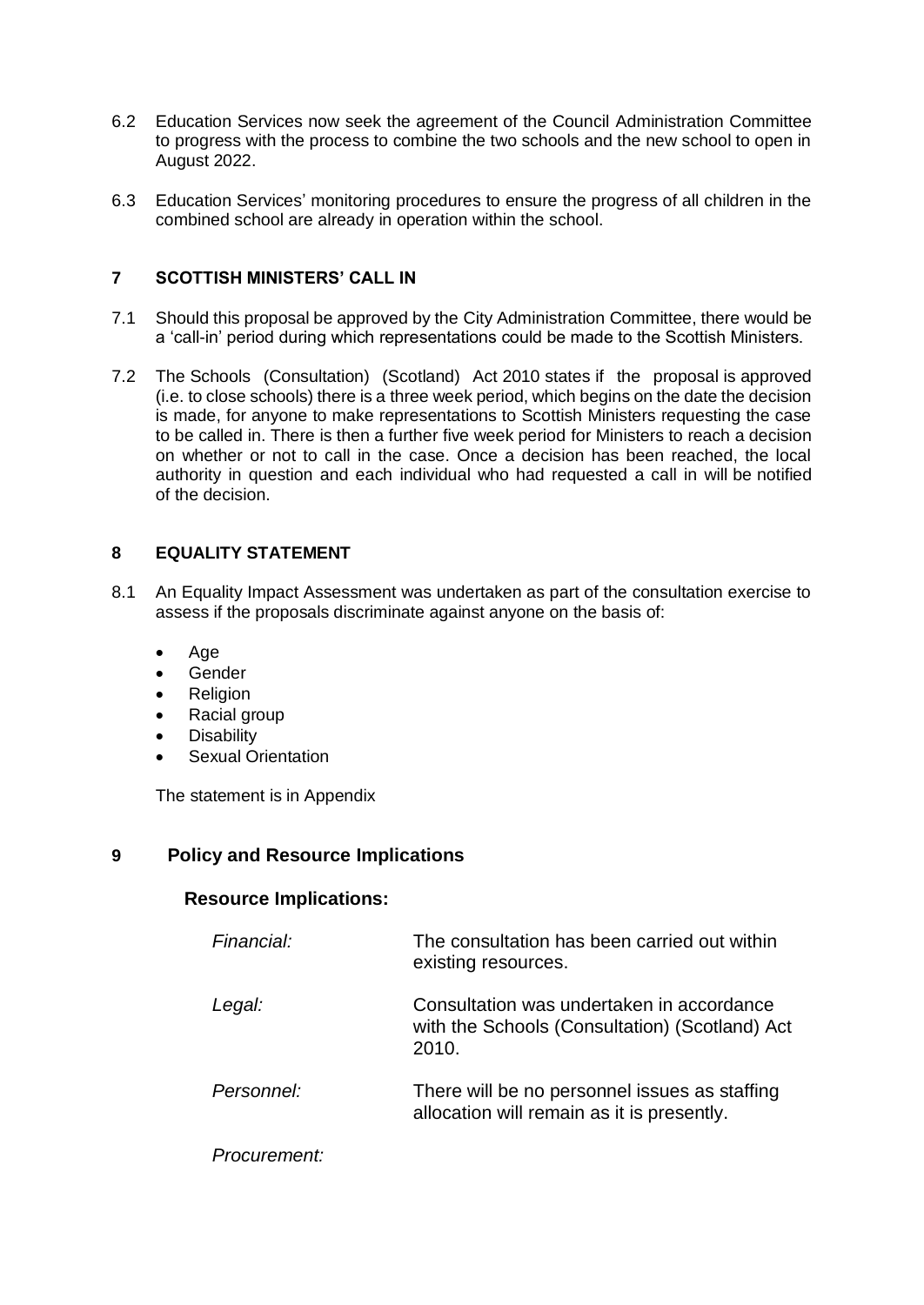6.2 Education Services now seek the agreement of the Council Administration Committee to progress with the process to combine the two schools and the new school to open in August 2022.

6.3 Education Services' monitoring procedures to ensure the progress of all children in the combined school are already in operation within the school.

## 7 SCOTTISH MINISTERS' CALL IN

7.1 Should this proposal be approved by the City Administration Committee, there would be a 'call-in' period during which representations could be made to the Scottish Ministers.

7.2 The Schools (Consultation) (Scotland) Act 2010 states if the proposal is approved (i.e. to close schools) there is a three week period, which begins on the date the decision is made, for anyone to make representations to Scottish Ministers requesting the case to be called in. There is then a further five week period for Ministers to reach a decision on whether or not to call in the case. Once a decision has been reached, the local authority in question and each individual who had requested a call in will be notified of the decision.

## 8 EQUALITY STATEMENT

8.1 An Equality Impact Assessment was undertaken as part of the consultation exercise to assess if the proposals discriminate against anyone on the basis of:

- Age
- Gender
- Religion
- Racial group
- Disability
- Sexual Orientation

The statement is in Appendix

## 9 Policy and Resource Implications

### Resource Implications:

| | |
|---|---|
| *Financial:* | The consultation has been carried out within existing resources. |
| *Legal:* | Consultation was undertaken in accordance with the Schools (Consultation) (Scotland) Act 2010. |
| *Personnel:* | There will be no personnel issues as staffing allocation will remain as it is presently. |
| *Procurement:* | |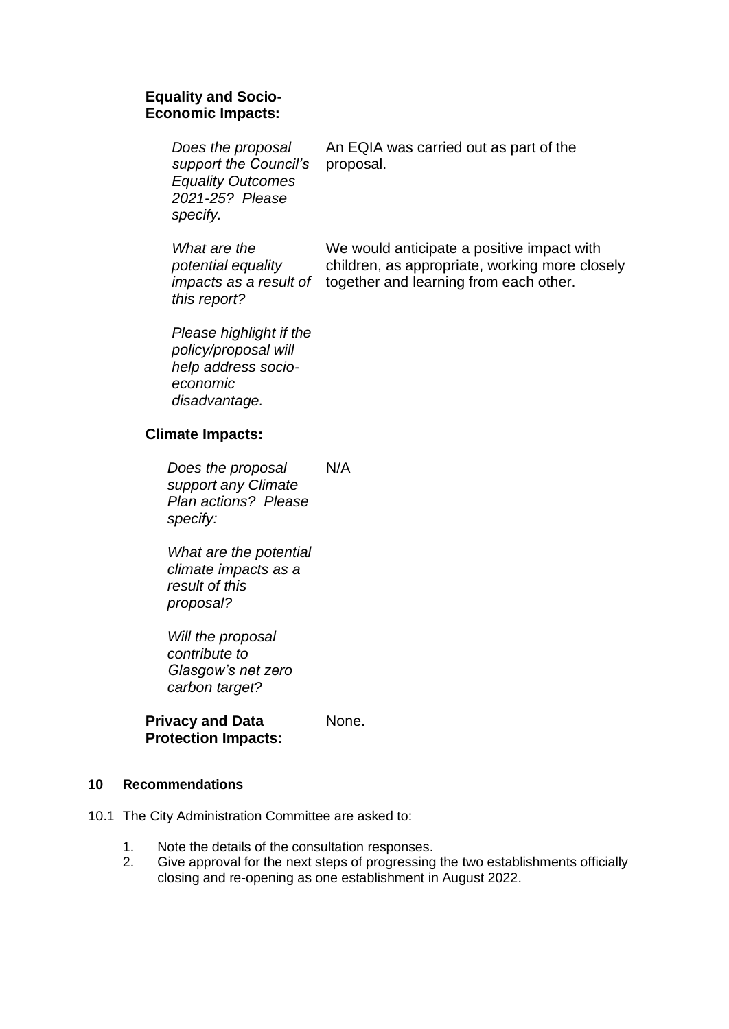**Equality and Socio-Economic Impacts:**

| | |
|---|---|
| *Does the proposal support the Council's Equality Outcomes 2021-25? Please specify.* | An EQIA was carried out as part of the proposal. |
| *What are the potential equality impacts as a result of this report?* | We would anticipate a positive impact with children, as appropriate, working more closely together and learning from each other. |
| *Please highlight if the policy/proposal will help address socio-economic disadvantage.* | |

**Climate Impacts:**

| | |
|---|---|
| *Does the proposal support any Climate Plan actions? Please specify:* | N/A |
| *What are the potential climate impacts as a result of this proposal?* | |
| *Will the proposal contribute to Glasgow's net zero carbon target?* | |

| | |
|---|---|
| **Privacy and Data Protection Impacts:** | None. |

## 10 Recommendations

10.1 The City Administration Committee are asked to:

1. Note the details of the consultation responses.
2. Give approval for the next steps of progressing the two establishments officially closing and re-opening as one establishment in August 2022.